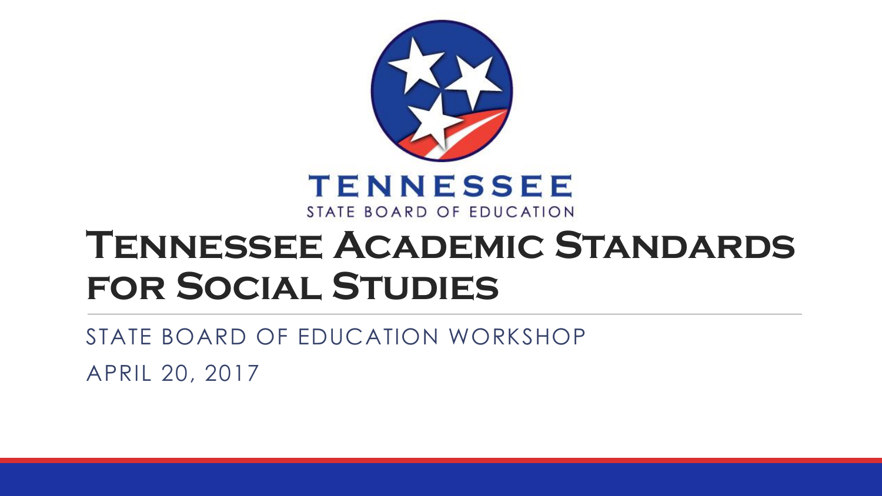TENNESSEE

STATE BOARD OF EDUCATION

# Tennessee Academic Standards for Social Studies

STATE BOARD OF EDUCATION WORKSHOP

APRIL 20, 2017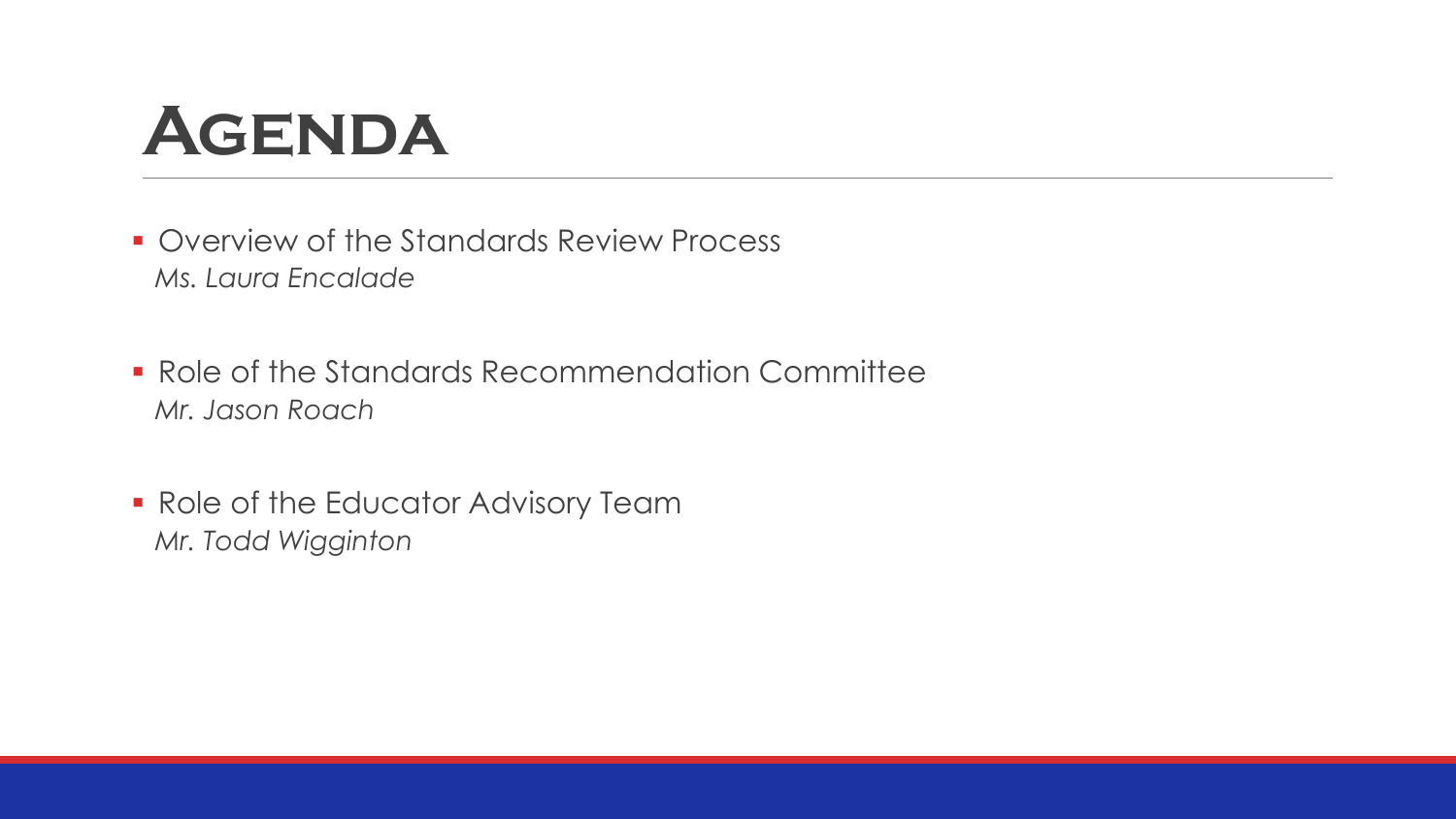# Agenda

- Overview of the Standards Review Process
  *Ms. Laura Encalade*

- Role of the Standards Recommendation Committee
  *Mr. Jason Roach*

- Role of the Educator Advisory Team
  *Mr. Todd Wigginton*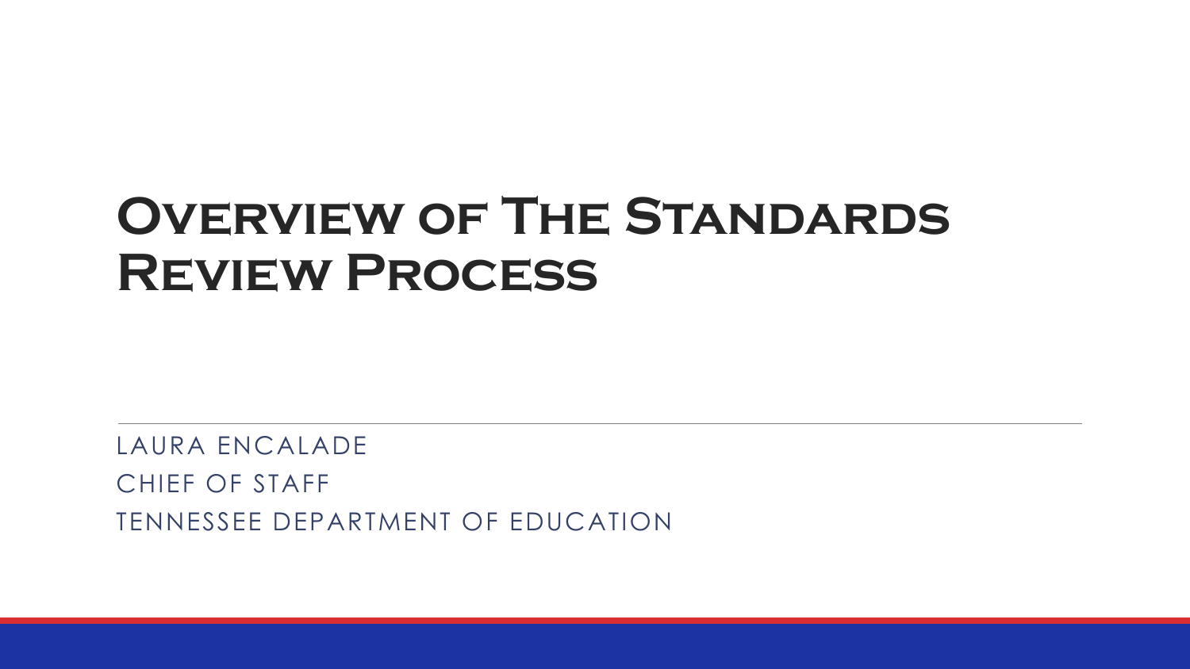# Overview of The Standards Review Process

LAURA ENCALADE

CHIEF OF STAFF

TENNESSEE DEPARTMENT OF EDUCATION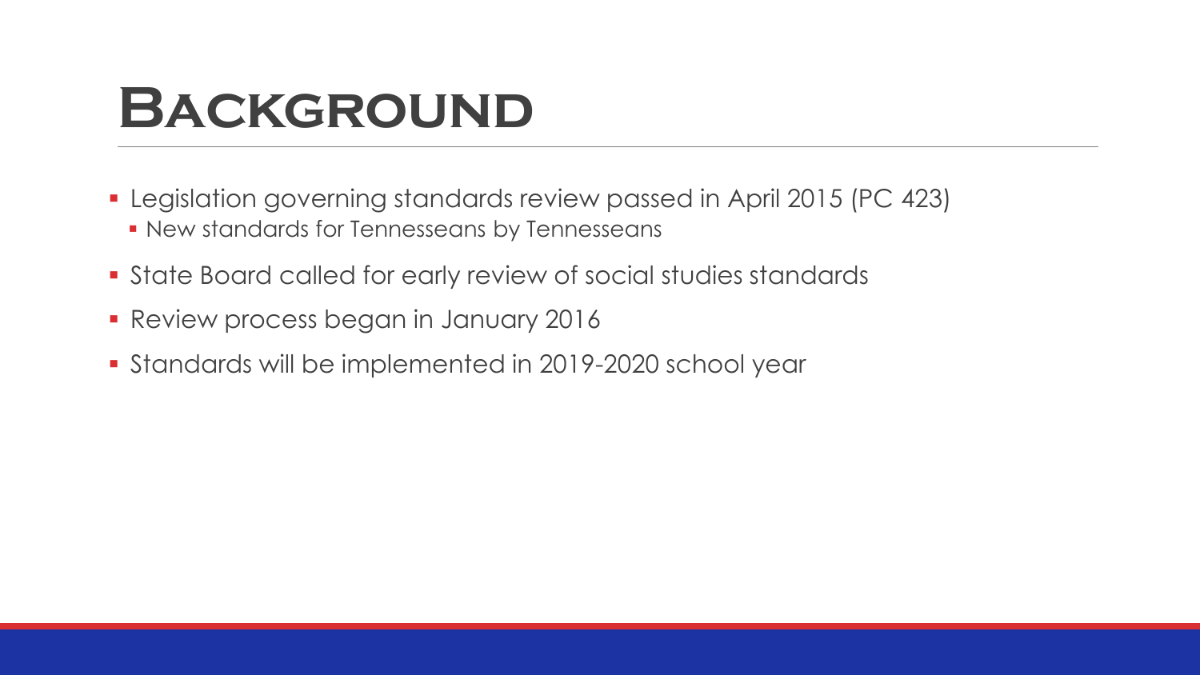# Background

- Legislation governing standards review passed in April 2015 (PC 423)
  - New standards for Tennesseans by Tennesseans
- State Board called for early review of social studies standards
- Review process began in January 2016
- Standards will be implemented in 2019-2020 school year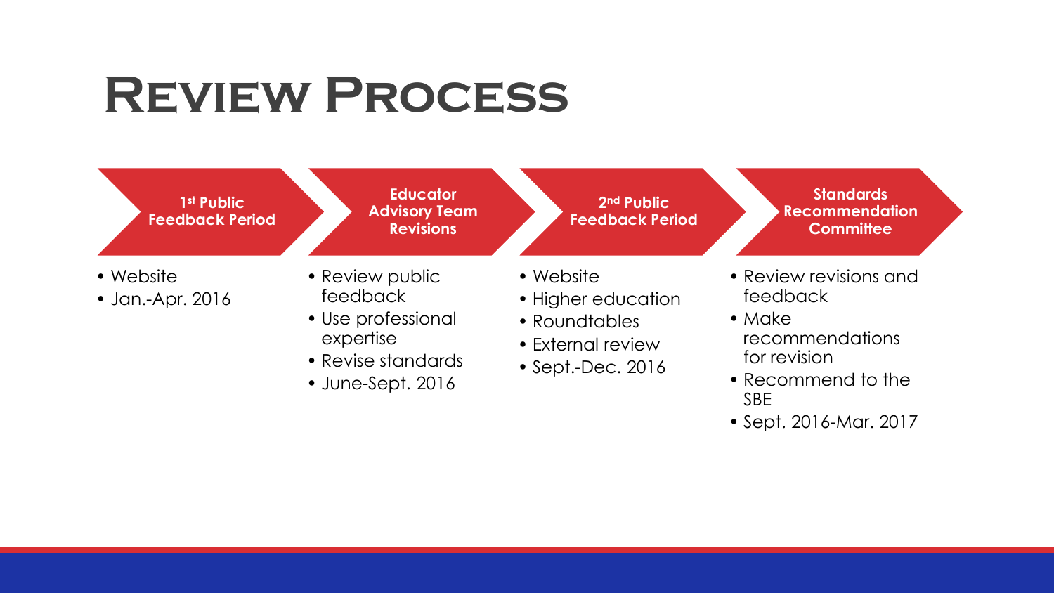# Review Process

### 1st Public Feedback Period

- Website
- Jan.-Apr. 2016

### Educator Advisory Team Revisions

- Review public feedback
- Use professional expertise
- Revise standards
- June-Sept. 2016

### 2nd Public Feedback Period

- Website
- Higher education
- Roundtables
- External review
- Sept.-Dec. 2016

### Standards Recommendation Committee

- Review revisions and feedback
- Make recommendations for revision
- Recommend to the SBE
- Sept. 2016-Mar. 2017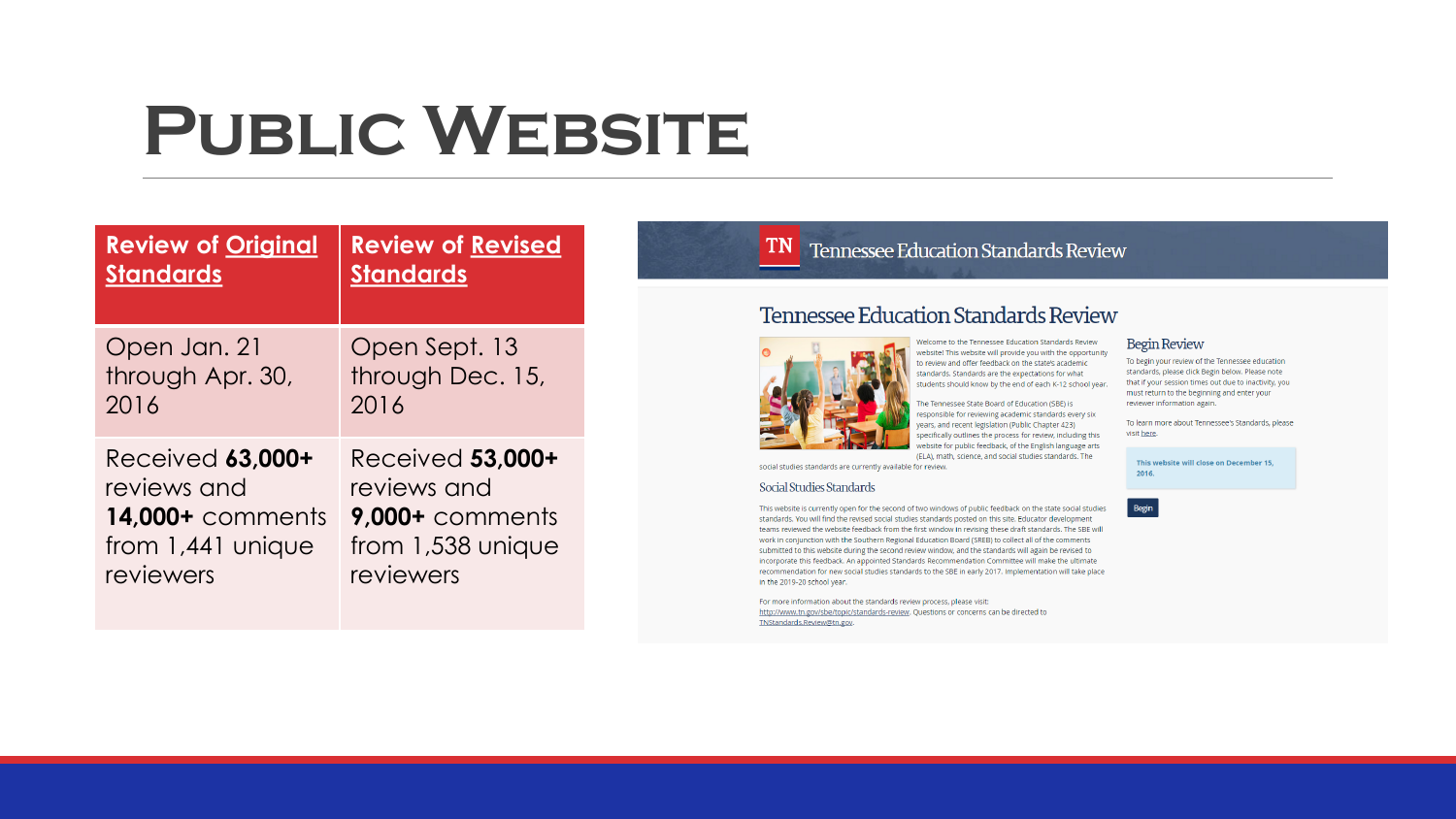# Public Website

| Review of Original Standards | Review of Revised Standards |
|---|---|
| Open Jan. 21 through Apr. 30, 2016 | Open Sept. 13 through Dec. 15, 2016 |
| Received **63,000+** reviews and **14,000+** comments from 1,441 unique reviewers | Received **53,000+** reviews and **9,000+** comments from 1,538 unique reviewers |

TN Tennessee Education Standards Review

## Tennessee Education Standards Review

Welcome to the Tennessee Education Standards Review website! This website will provide you with the opportunity to review and offer feedback on the state's academic standards. Standards are the expectations for what students should know by the end of each K-12 school year.

The Tennessee State Board of Education (SBE) is responsible for reviewing academic standards every six years, and recent legislation (Public Chapter 423) specifically outlines the process for review, including this website for public feedback, of the English language arts (ELA), math, science, and social studies standards. The social studies standards are currently available for review.

### Social Studies Standards

This website is currently open for the second of two windows of public feedback on the state social studies standards. You will find the revised social studies standards posted on this site. Educator development teams reviewed the website feedback from the first window in revising these draft standards. The SBE will work in conjunction with the Southern Regional Education Board (SREB) to collect all of the comments submitted to this website during the second review window, and the standards will again be revised to incorporate this feedback. An appointed Standards Recommendation Committee will make the ultimate recommendation for new social studies standards to the SBE in early 2017. Implementation will take place in the 2019-20 school year.

For more information about the standards review process, please visit: http://www.tn.gov/sbe/topic/standards-review. Questions or concerns can be directed to TNStandards.Review@tn.gov.

### Begin Review

To begin your review of the Tennessee education standards, please click Begin below. Please note that if your session times out due to inactivity, you must return to the beginning and enter your reviewer information again.

To learn more about Tennessee's Standards, please visit here.

This website will close on December 15, 2016.

Begin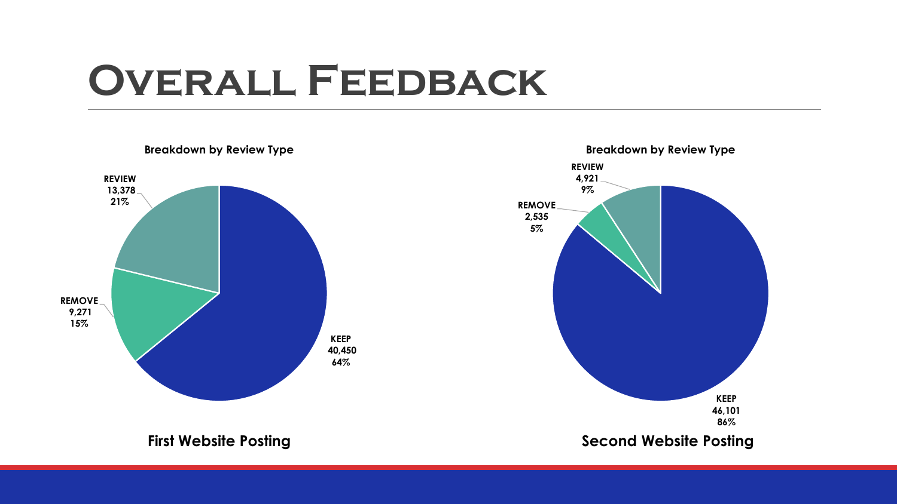# Overall Feedback

**Breakdown by Review Type**

| Review Type | Count | Percent |
| --- | --- | --- |
| KEEP | 40,450 | 64% |
| REMOVE | 9,271 | 15% |
| REVIEW | 13,378 | 21% |

**First Website Posting**

**Breakdown by Review Type**

| Review Type | Count | Percent |
| --- | --- | --- |
| KEEP | 46,101 | 86% |
| REMOVE | 2,535 | 5% |
| REVIEW | 4,921 | 9% |

**Second Website Posting**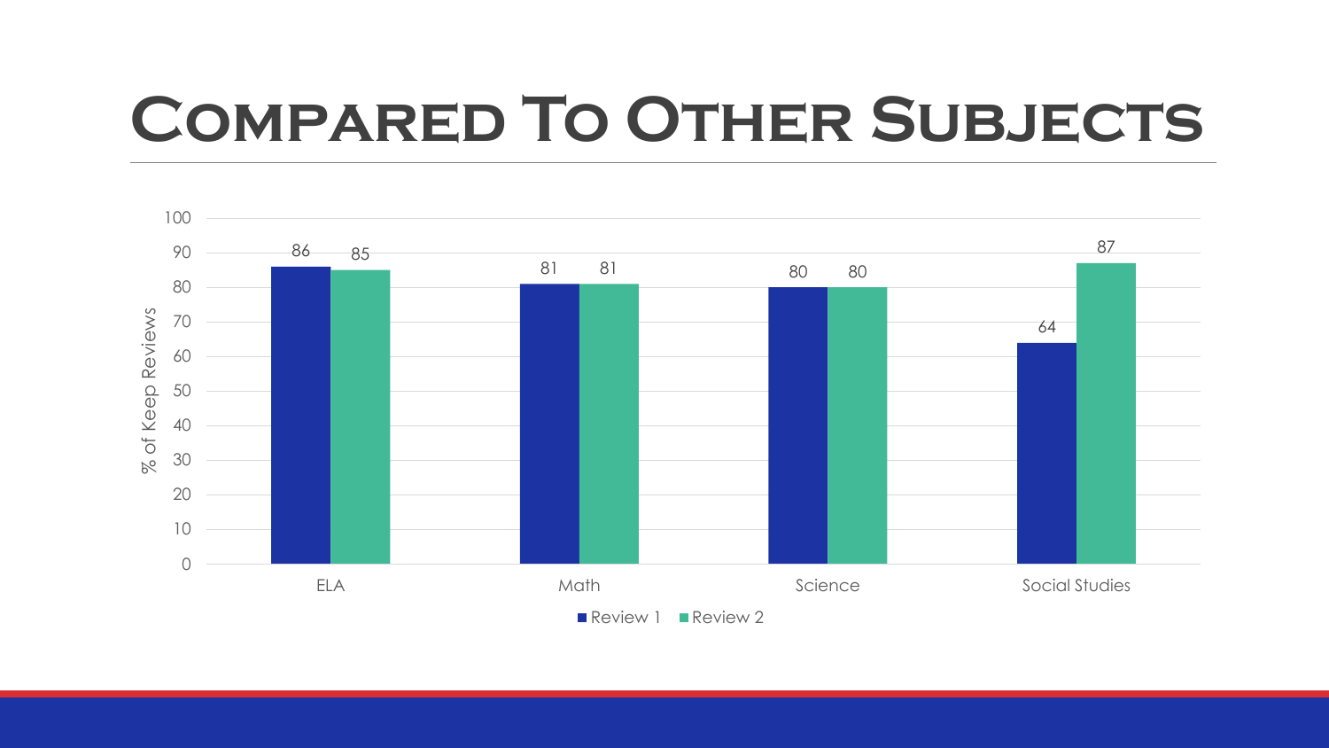# Compared To Other Subjects

| Subject | Review 1 | Review 2 |
|---|---|---|
| ELA | 86 | 85 |
| Math | 81 | 81 |
| Science | 80 | 80 |
| Social Studies | 64 | 87 |

% of Keep Reviews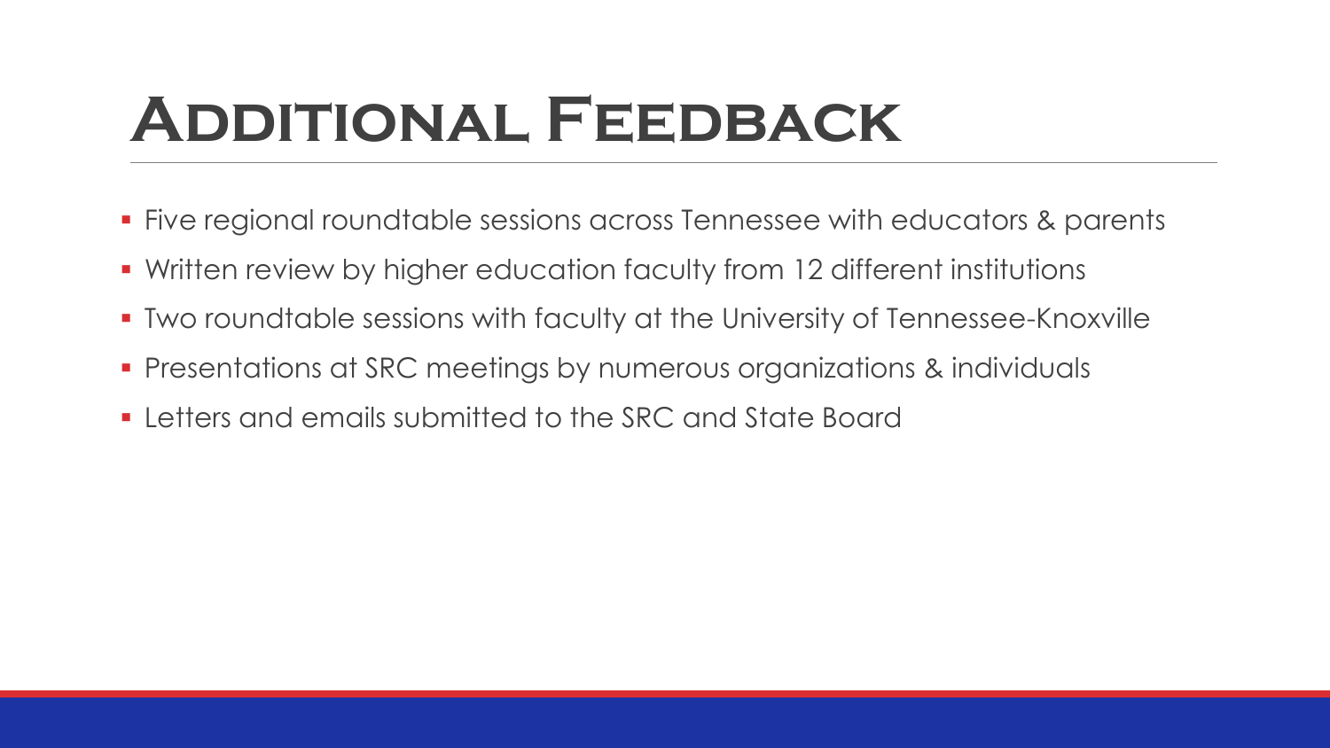# Additional Feedback

- Five regional roundtable sessions across Tennessee with educators & parents
- Written review by higher education faculty from 12 different institutions
- Two roundtable sessions with faculty at the University of Tennessee-Knoxville
- Presentations at SRC meetings by numerous organizations & individuals
- Letters and emails submitted to the SRC and State Board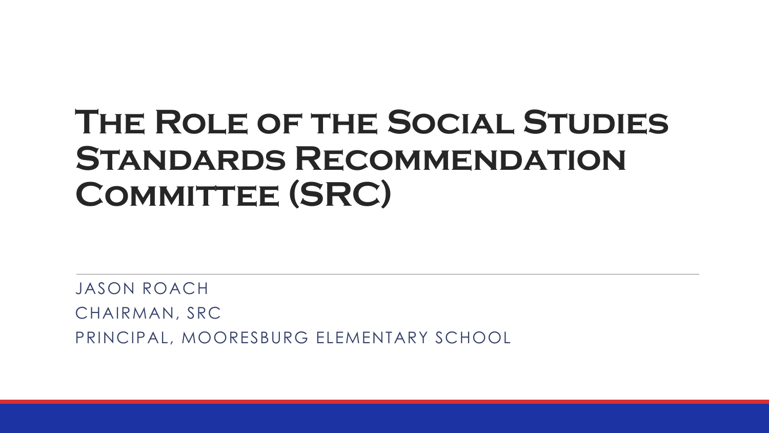# The Role of the Social Studies Standards Recommendation Committee (SRC)

JASON ROACH

CHAIRMAN, SRC

PRINCIPAL, MOORESBURG ELEMENTARY SCHOOL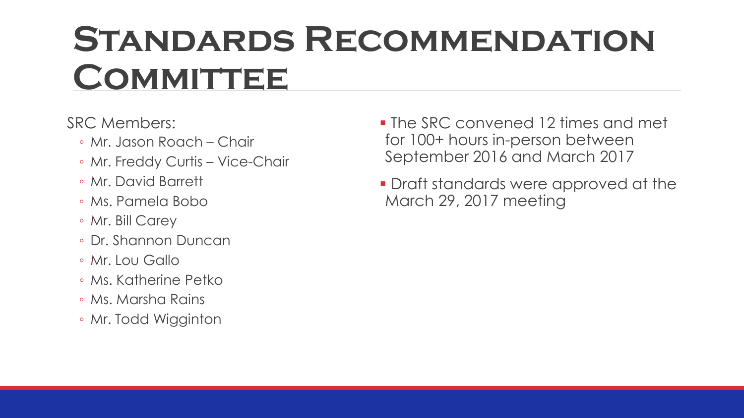# Standards Recommendation Committee

SRC Members:

- Mr. Jason Roach – Chair
- Mr. Freddy Curtis – Vice-Chair
- Mr. David Barrett
- Ms. Pamela Bobo
- Mr. Bill Carey
- Dr. Shannon Duncan
- Mr. Lou Gallo
- Ms. Katherine Petko
- Ms. Marsha Rains
- Mr. Todd Wigginton

- The SRC convened 12 times and met for 100+ hours in-person between September 2016 and March 2017
- Draft standards were approved at the March 29, 2017 meeting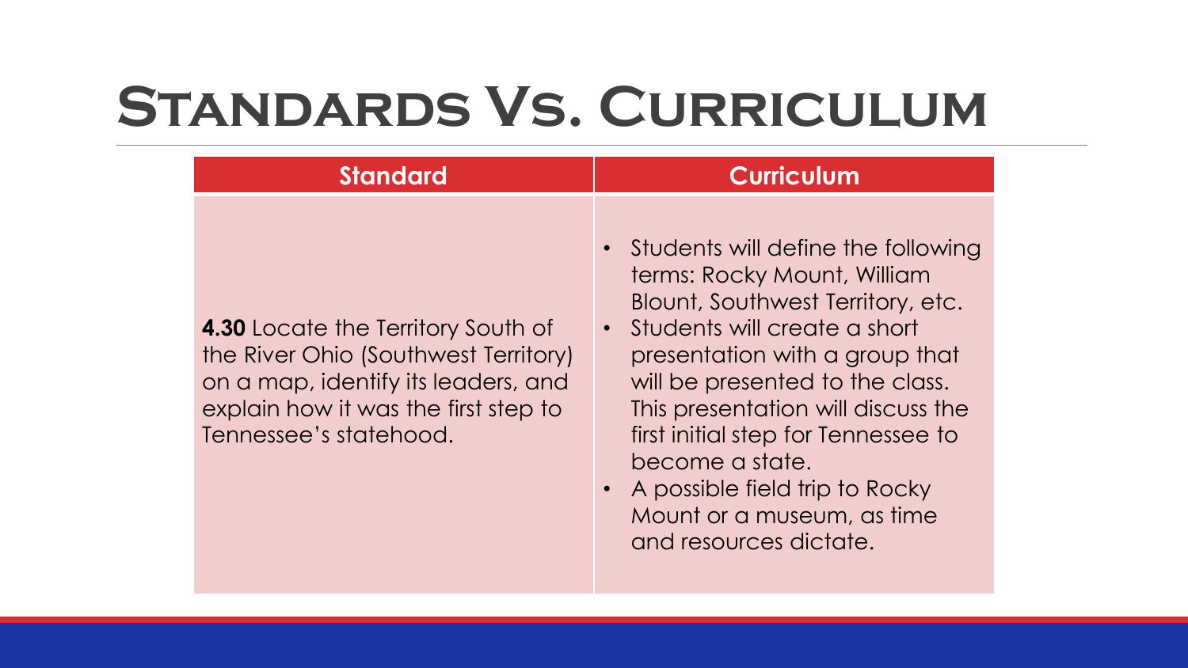# Standards Vs. Curriculum

| Standard | Curriculum |
| --- | --- |
| **4.30** Locate the Territory South of the River Ohio (Southwest Territory) on a map, identify its leaders, and explain how it was the first step to Tennessee's statehood. | • Students will define the following terms: Rocky Mount, William Blount, Southwest Territory, etc.<br>• Students will create a short presentation with a group that will be presented to the class. This presentation will discuss the first initial step for Tennessee to become a state.<br>• A possible field trip to Rocky Mount or a museum, as time and resources dictate. |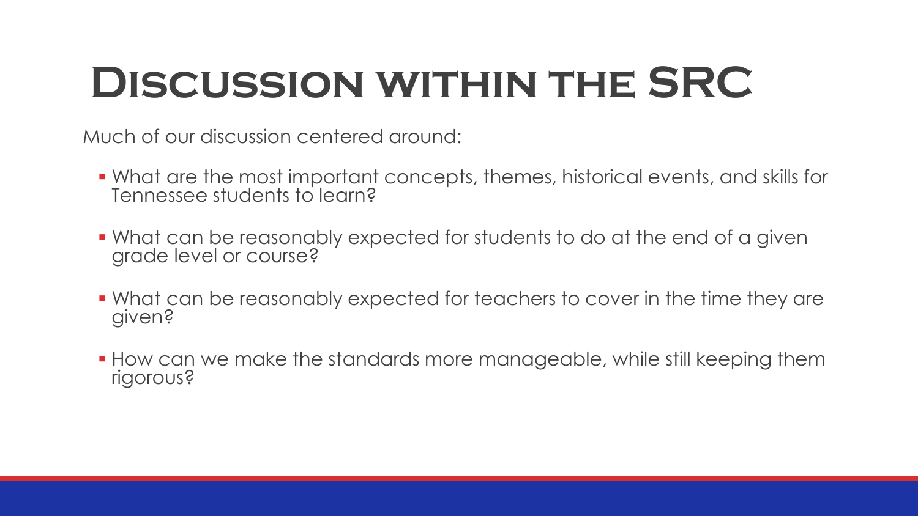# Discussion within the SRC

Much of our discussion centered around:

- What are the most important concepts, themes, historical events, and skills for Tennessee students to learn?
- What can be reasonably expected for students to do at the end of a given grade level or course?
- What can be reasonably expected for teachers to cover in the time they are given?
- How can we make the standards more manageable, while still keeping them rigorous?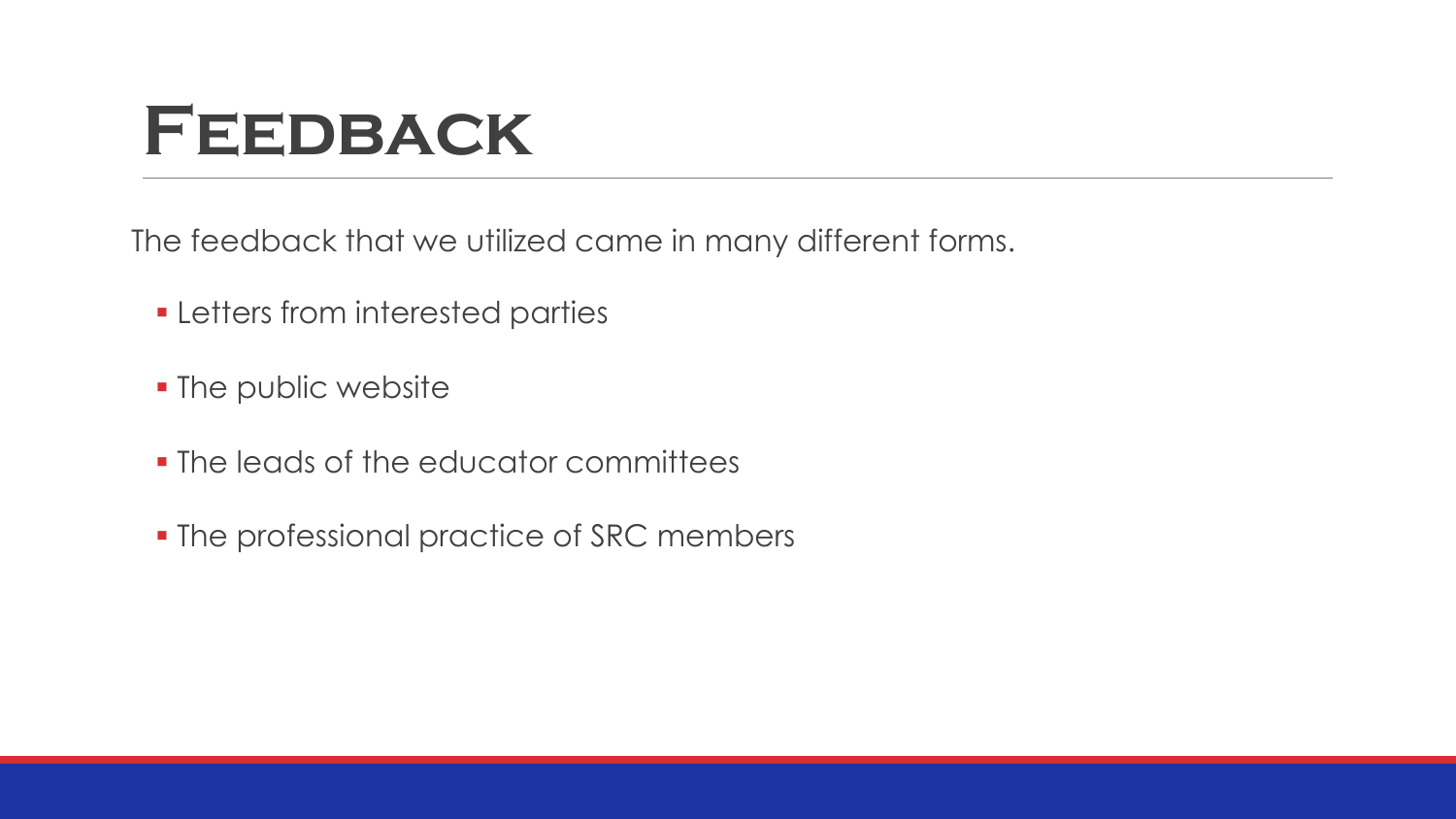# Feedback

The feedback that we utilized came in many different forms.

- Letters from interested parties
- The public website
- The leads of the educator committees
- The professional practice of SRC members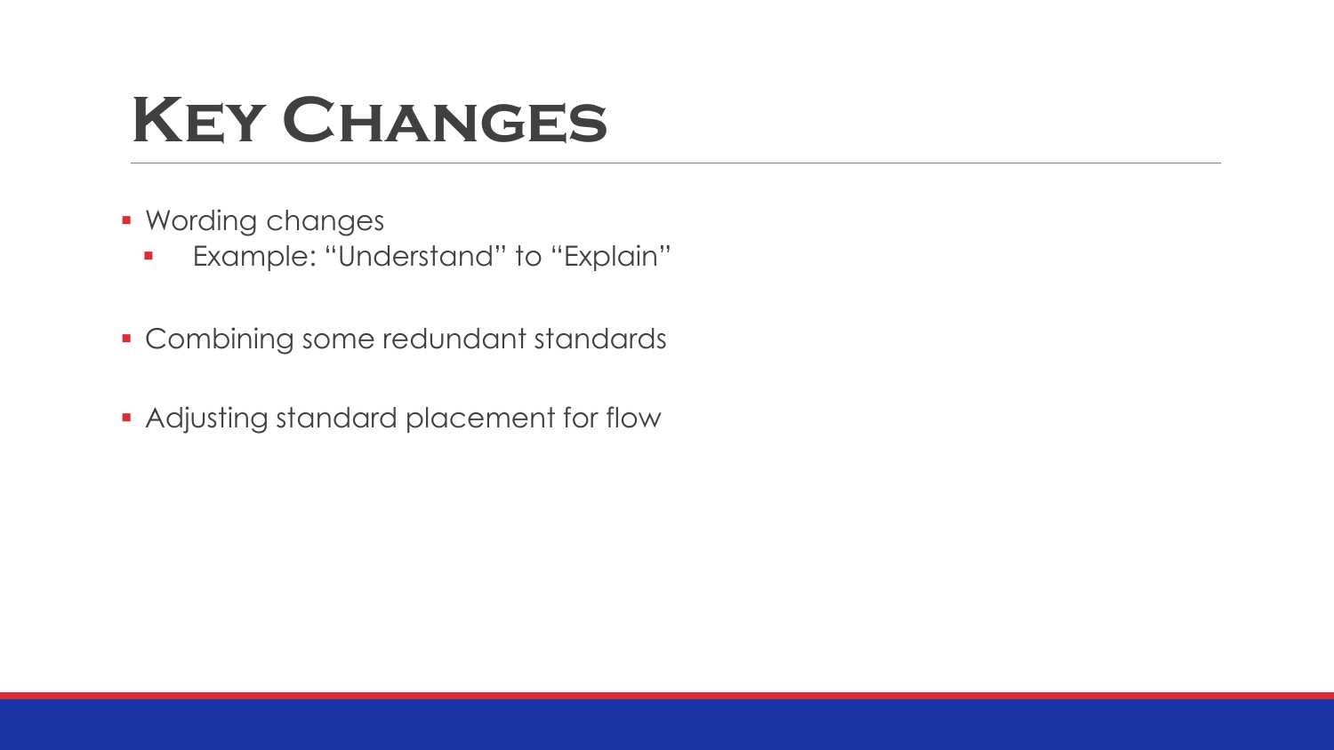# Key Changes

- Wording changes
  - Example: “Understand” to “Explain”
- Combining some redundant standards
- Adjusting standard placement for flow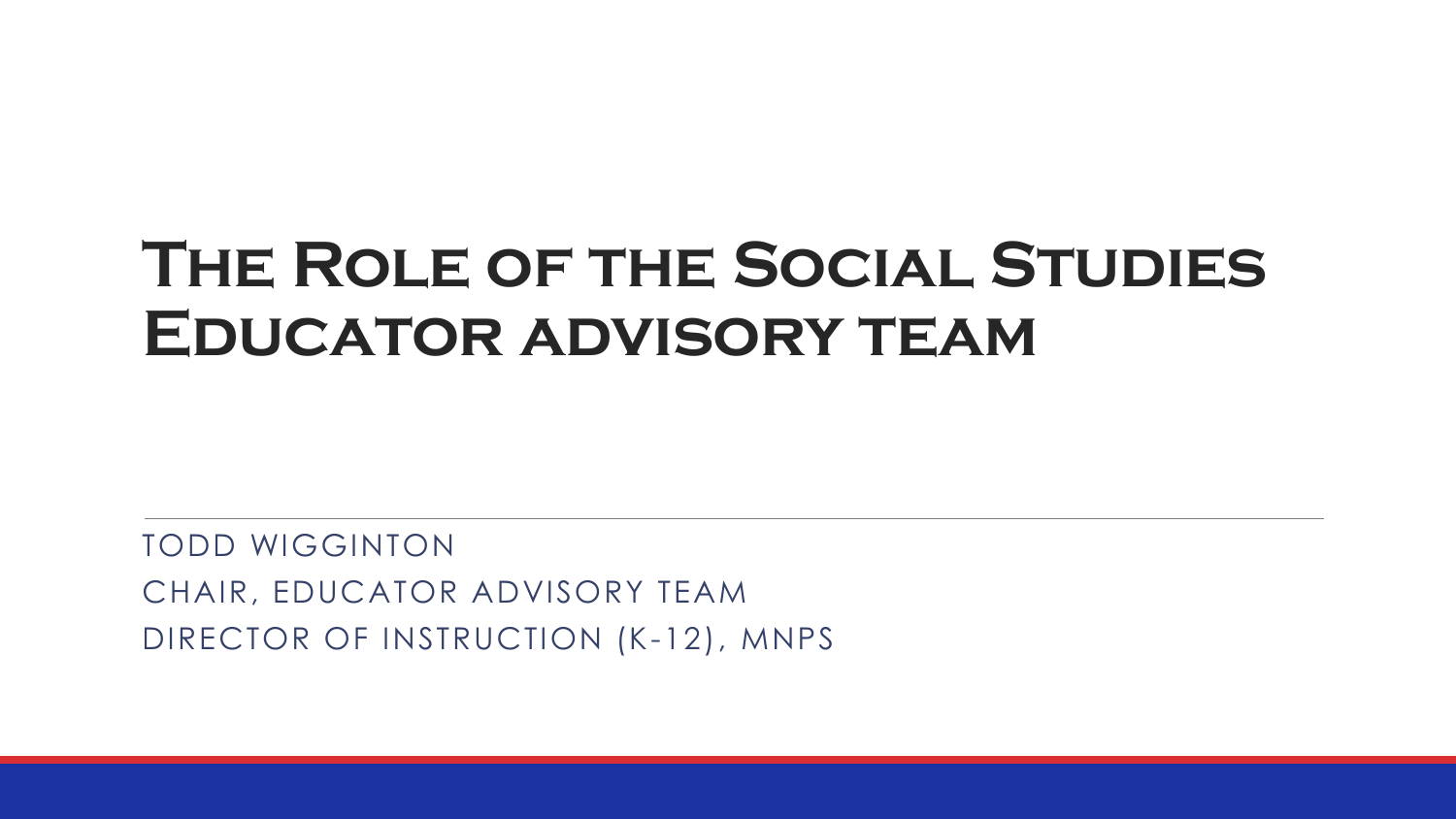# The Role of the Social Studies Educator advisory team

TODD WIGGINTON

CHAIR, EDUCATOR ADVISORY TEAM

DIRECTOR OF INSTRUCTION (K-12), MNPS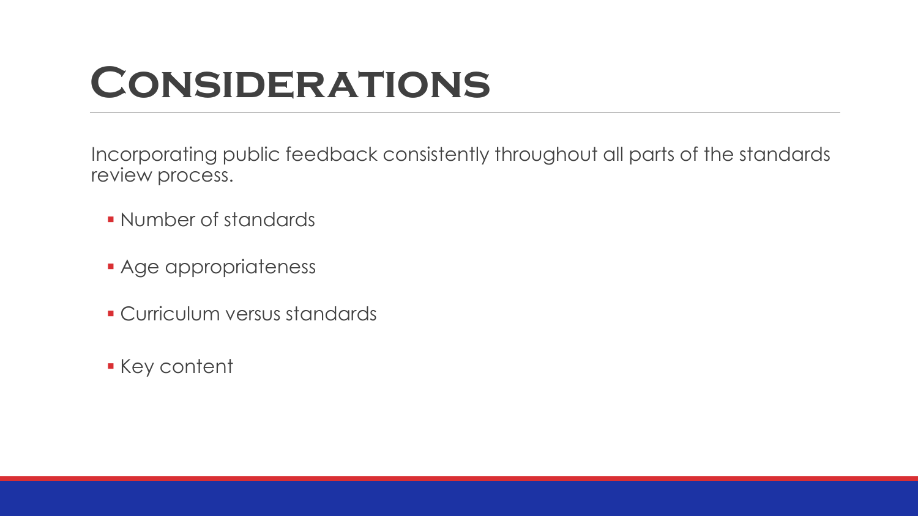# Considerations

Incorporating public feedback consistently throughout all parts of the standards review process.

- Number of standards
- Age appropriateness
- Curriculum versus standards
- Key content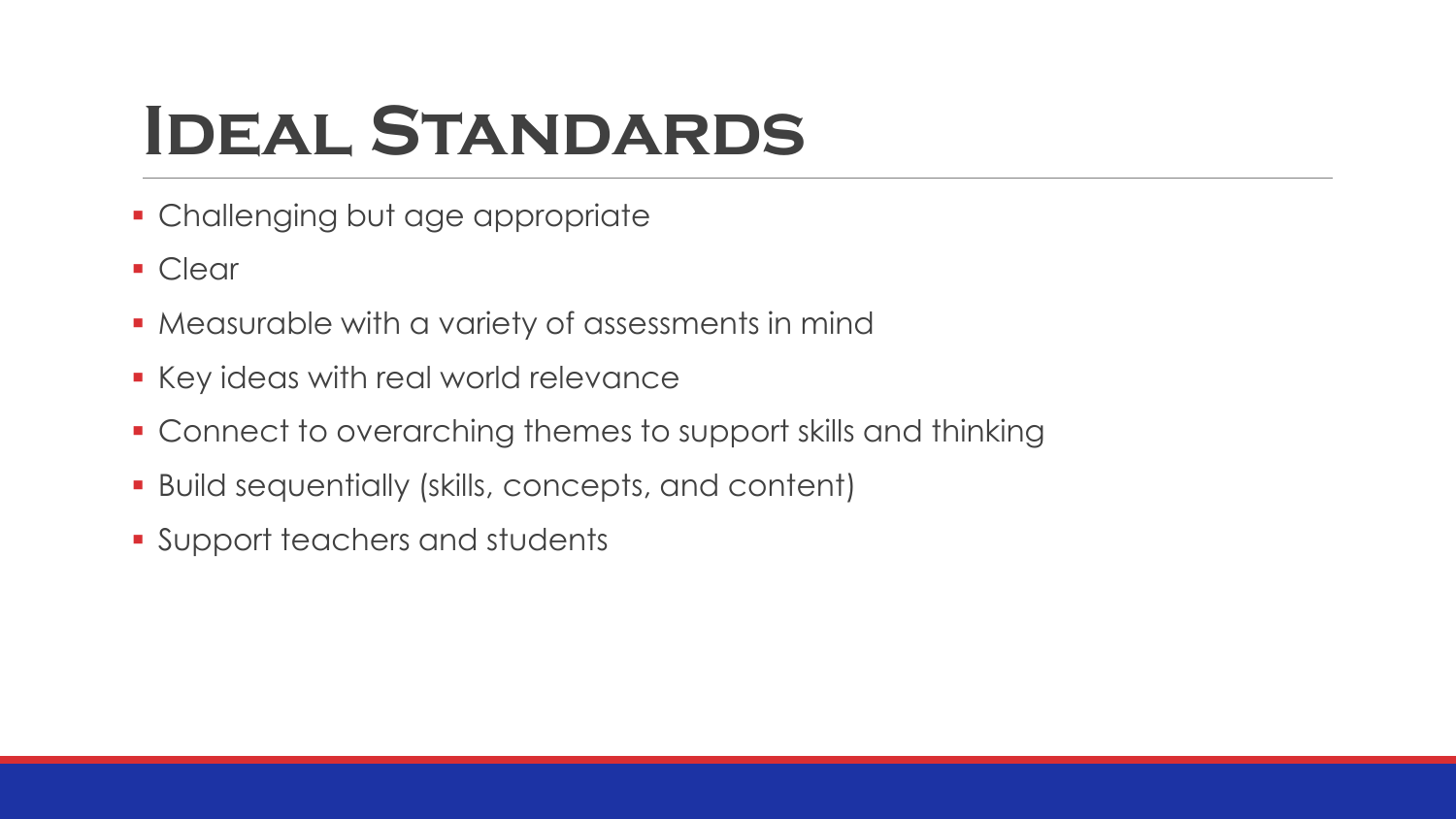# Ideal Standards

- Challenging but age appropriate
- Clear
- Measurable with a variety of assessments in mind
- Key ideas with real world relevance
- Connect to overarching themes to support skills and thinking
- Build sequentially (skills, concepts, and content)
- Support teachers and students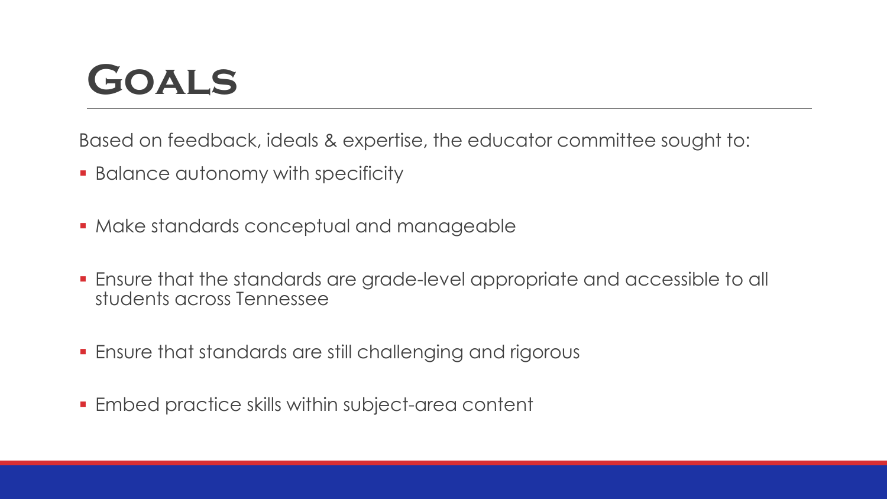# Goals

Based on feedback, ideals & expertise, the educator committee sought to:

- Balance autonomy with specificity
- Make standards conceptual and manageable
- Ensure that the standards are grade-level appropriate and accessible to all students across Tennessee
- Ensure that standards are still challenging and rigorous
- Embed practice skills within subject-area content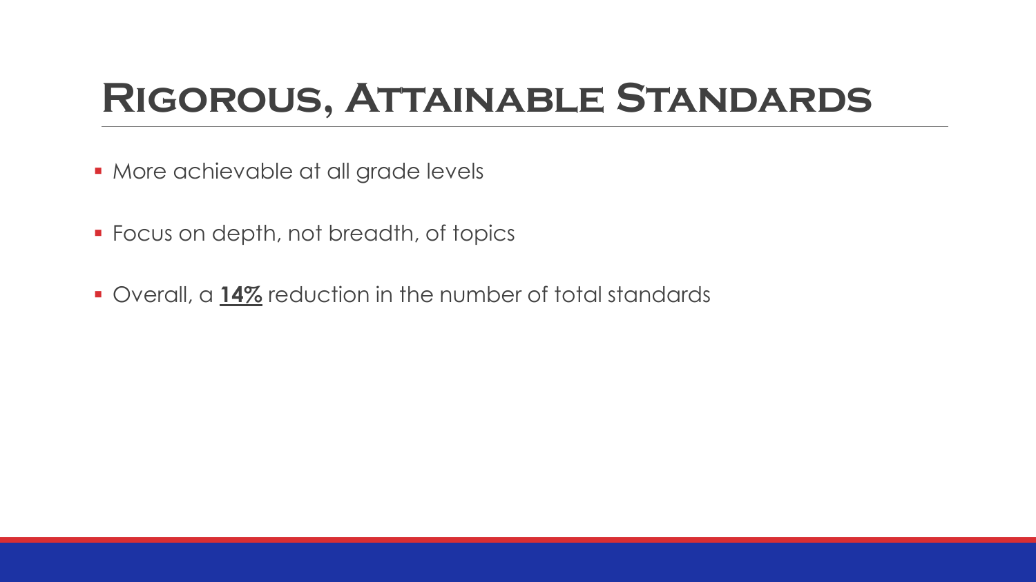# Rigorous, Attainable Standards

- More achievable at all grade levels
- Focus on depth, not breadth, of topics
- Overall, a **<u>14%</u>** reduction in the number of total standards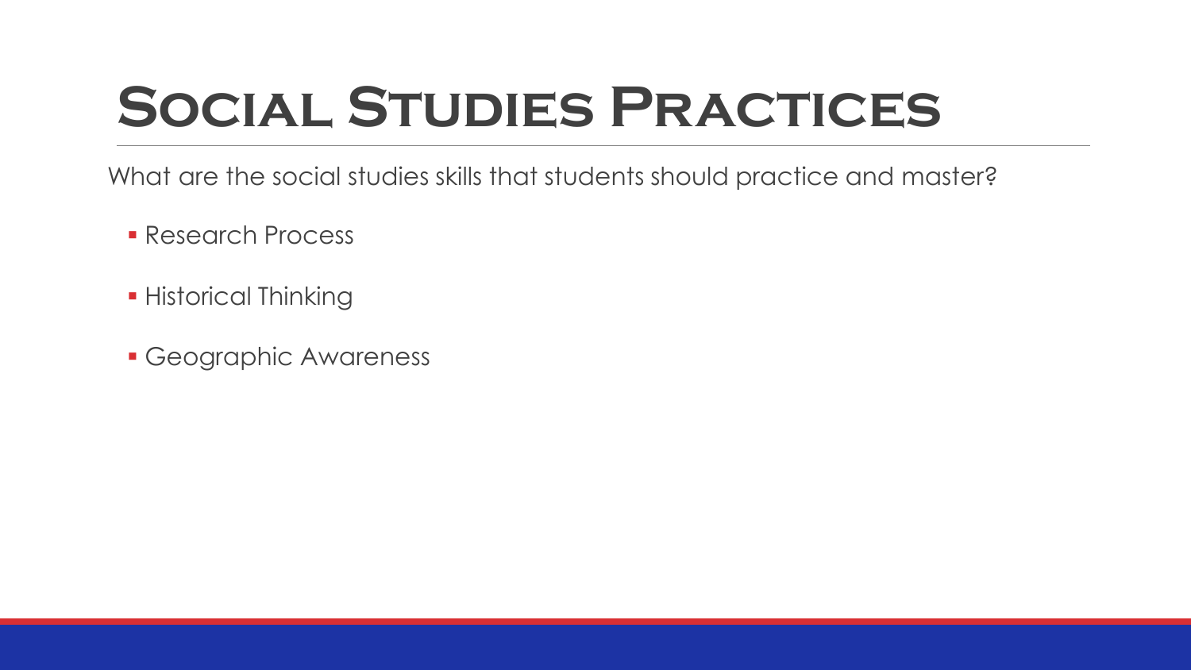# Social Studies Practices

What are the social studies skills that students should practice and master?

- Research Process
- Historical Thinking
- Geographic Awareness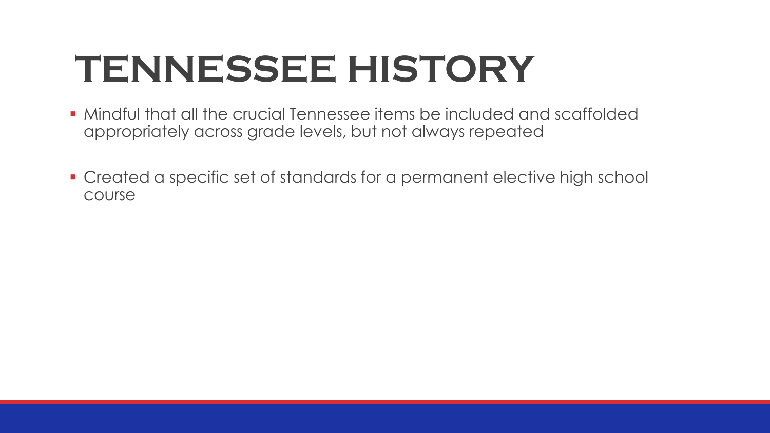# TENNESSEE HISTORY

- Mindful that all the crucial Tennessee items be included and scaffolded appropriately across grade levels, but not always repeated
- Created a specific set of standards for a permanent elective high school course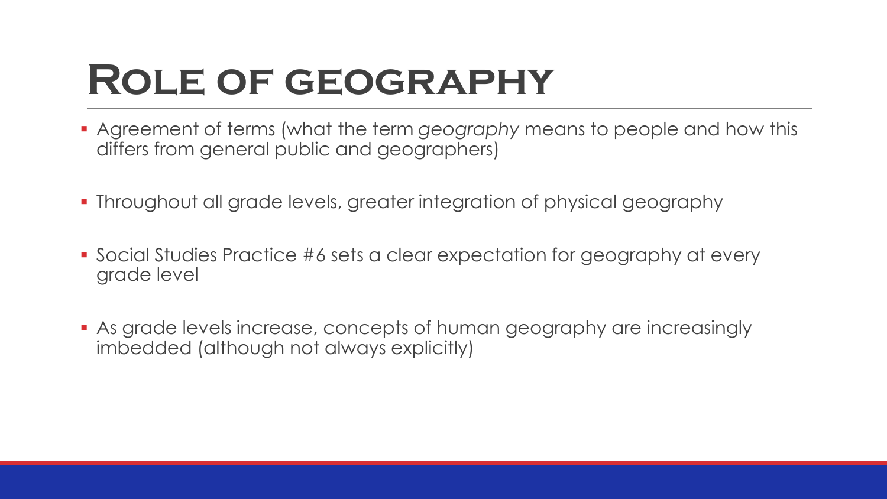# Role of geography

- Agreement of terms (what the term *geography* means to people and how this differs from general public and geographers)
- Throughout all grade levels, greater integration of physical geography
- Social Studies Practice #6 sets a clear expectation for geography at every grade level
- As grade levels increase, concepts of human geography are increasingly imbedded (although not always explicitly)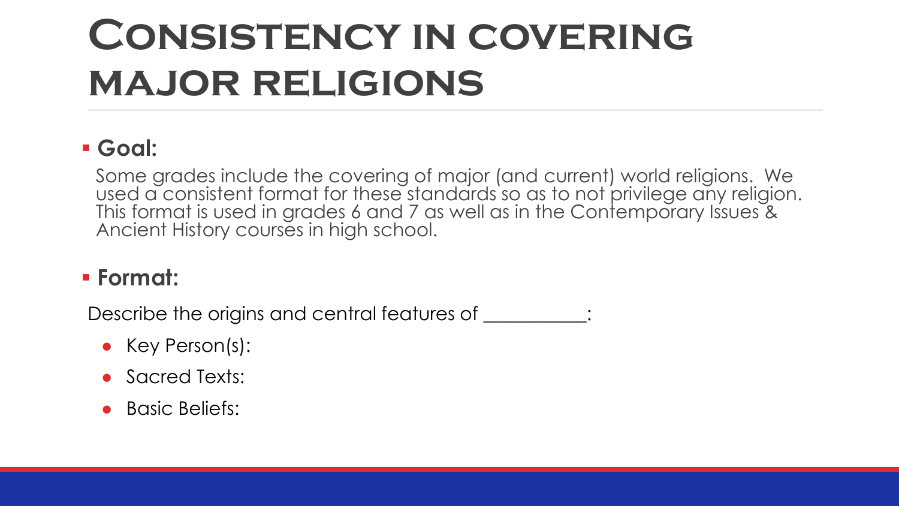# Consistency in covering major religions

- **Goal:**

  Some grades include the covering of major (and current) world religions. We used a consistent format for these standards so as to not privilege any religion. This format is used in grades 6 and 7 as well as in the Contemporary Issues & Ancient History courses in high school.

- **Format:**

Describe the origins and central features of __________:

- Key Person(s):
- Sacred Texts:
- Basic Beliefs: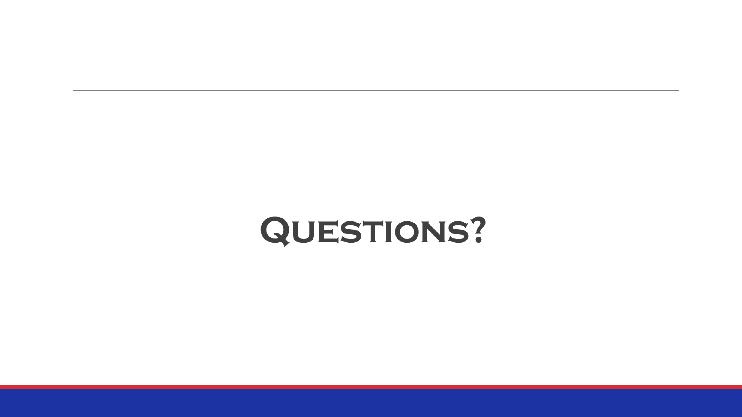# Questions?